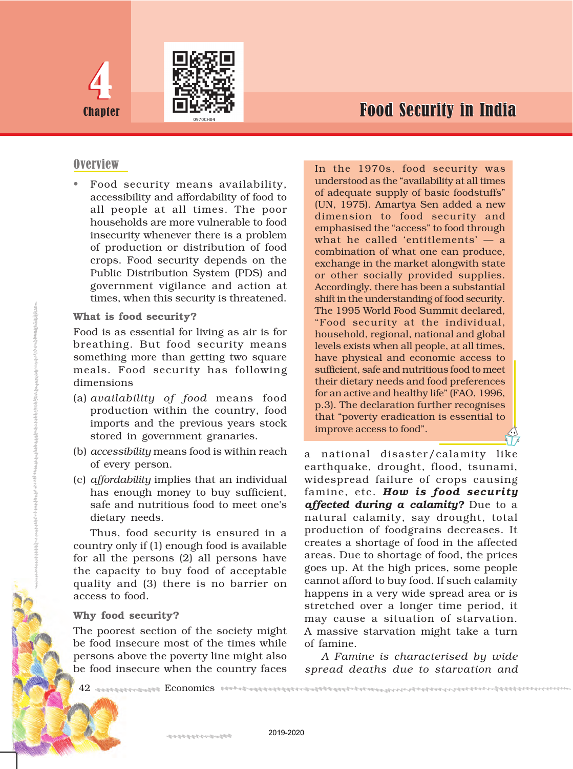# Chapter 4

# Food Security in India

## Overview

- Food security means availability, accessibility and affordability of food to all people at all times. The poor households are more vulnerable to food insecurity whenever there is a problem of production or distribution of food crops. Food security depends on the Public Distribution System (PDS) and government vigilance and action at times, when this security is threatened.

### What is food security?

Food is as essential for living as air is for breathing. But food security means something more than getting two square meals. Food security has following dimensions

(a) *availability of food* means food production within the country, food imports and the previous years stock stored in government granaries.

(b) *accessibility* means food is within reach of every person.

(c) *affordability* implies that an individual has enough money to buy sufficient, safe and nutritious food to meet one's dietary needs.

Thus, food security is ensured in a country only if (1) enough food is available for all the persons (2) all persons have the capacity to buy food of acceptable quality and (3) there is no barrier on access to food.

### Why food security?

The poorest section of the society might be food insecure most of the times while persons above the poverty line might also be food insecure when the country faces a national disaster/calamity like earthquake, drought, flood, tsunami, widespread failure of crops causing famine, etc. ***How is food security affected during a calamity?*** Due to a natural calamity, say drought, total production of foodgrains decreases. It creates a shortage of food in the affected areas. Due to shortage of food, the prices goes up. At the high prices, some people cannot afford to buy food. If such calamity happens in a very wide spread area or is stretched over a longer time period, it may cause a situation of starvation. A massive starvation might take a turn of famine.

*A Famine is characterised by wide spread deaths due to starvation and*

> In the 1970s, food security was understood as the "availability at all times of adequate supply of basic foodstuffs" (UN, 1975). Amartya Sen added a new dimension to food security and emphasised the "access" to food through what he called 'entitlements' — a combination of what one can produce, exchange in the market alongwith state or other socially provided supplies. Accordingly, there has been a substantial shift in the understanding of food security. The 1995 World Food Summit declared, "Food security at the individual, household, regional, national and global levels exists when all people, at all times, have physical and economic access to sufficient, safe and nutritious food to meet their dietary needs and food preferences for an active and healthy life" (FAO, 1996, p.3). The declaration further recognises that "poverty eradication is essential to improve access to food".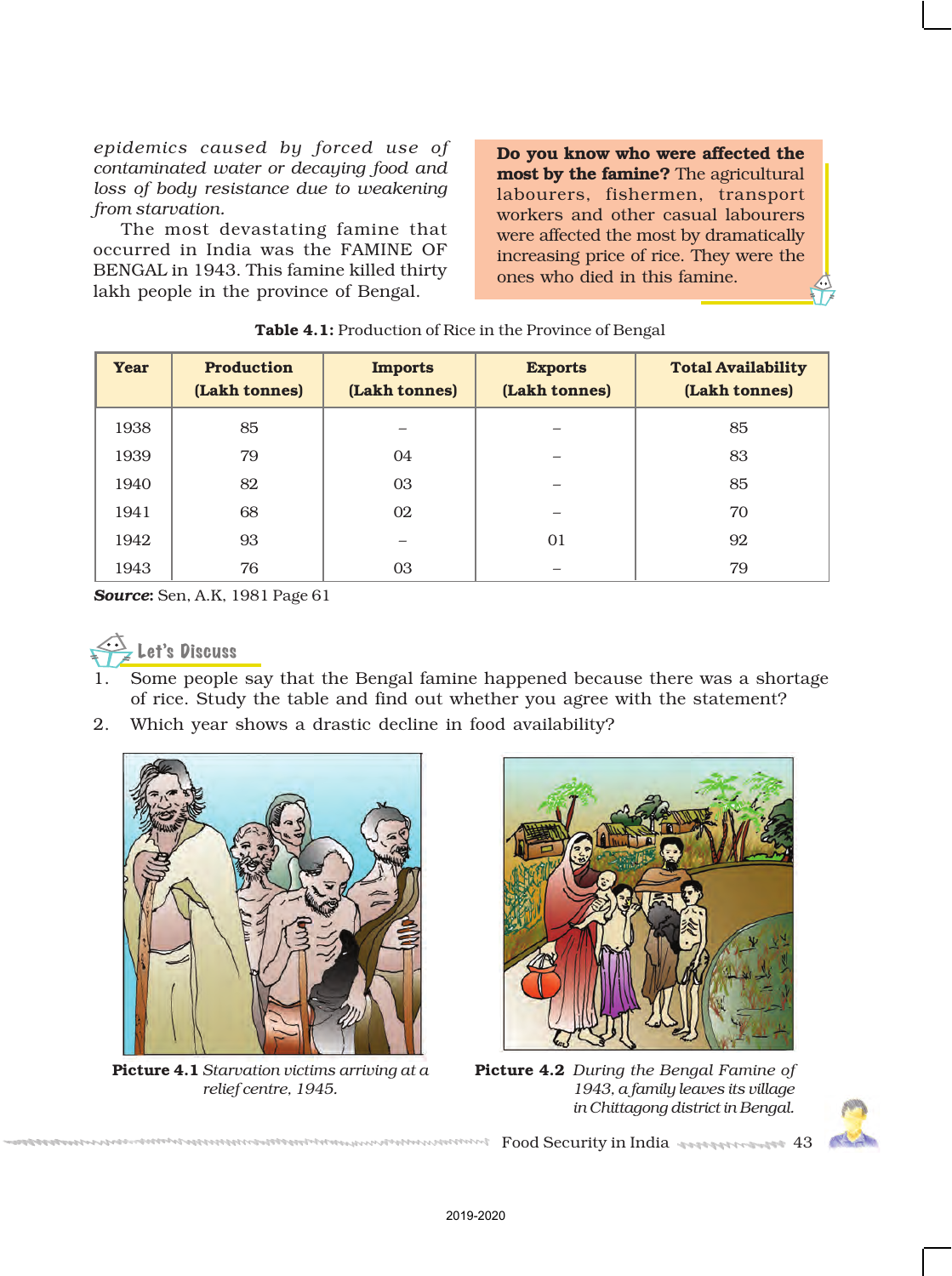*epidemics caused by forced use of contaminated water or decaying food and loss of body resistance due to weakening from starvation.*

The most devastating famine that occurred in India was the FAMINE OF BENGAL in 1943. This famine killed thirty lakh people in the province of Bengal.

**Do you know who were affected the most by the famine?** The agricultural labourers, fishermen, transport workers and other casual labourers were affected the most by dramatically increasing price of rice. They were the ones who died in this famine.

**Table 4.1:** Production of Rice in the Province of Bengal

| Year | Production (Lakh tonnes) | Imports (Lakh tonnes) | Exports (Lakh tonnes) | Total Availability (Lakh tonnes) |
|---|---|---|---|---|
| 1938 | 85 | – | – | 85 |
| 1939 | 79 | 04 | – | 83 |
| 1940 | 82 | 03 | – | 85 |
| 1941 | 68 | 02 | – | 70 |
| 1942 | 93 | – | 01 | 92 |
| 1943 | 76 | 03 | – | 79 |

***Source*:** Sen, A.K, 1981 Page 61

**Let's Discuss**

1. Some people say that the Bengal famine happened because there was a shortage of rice. Study the table and find out whether you agree with the statement?
2. Which year shows a drastic decline in food availability?

**Picture 4.1** *Starvation victims arriving at a relief centre, 1945.*

**Picture 4.2** *During the Bengal Famine of 1943, a family leaves its village in Chittagong district in Bengal.*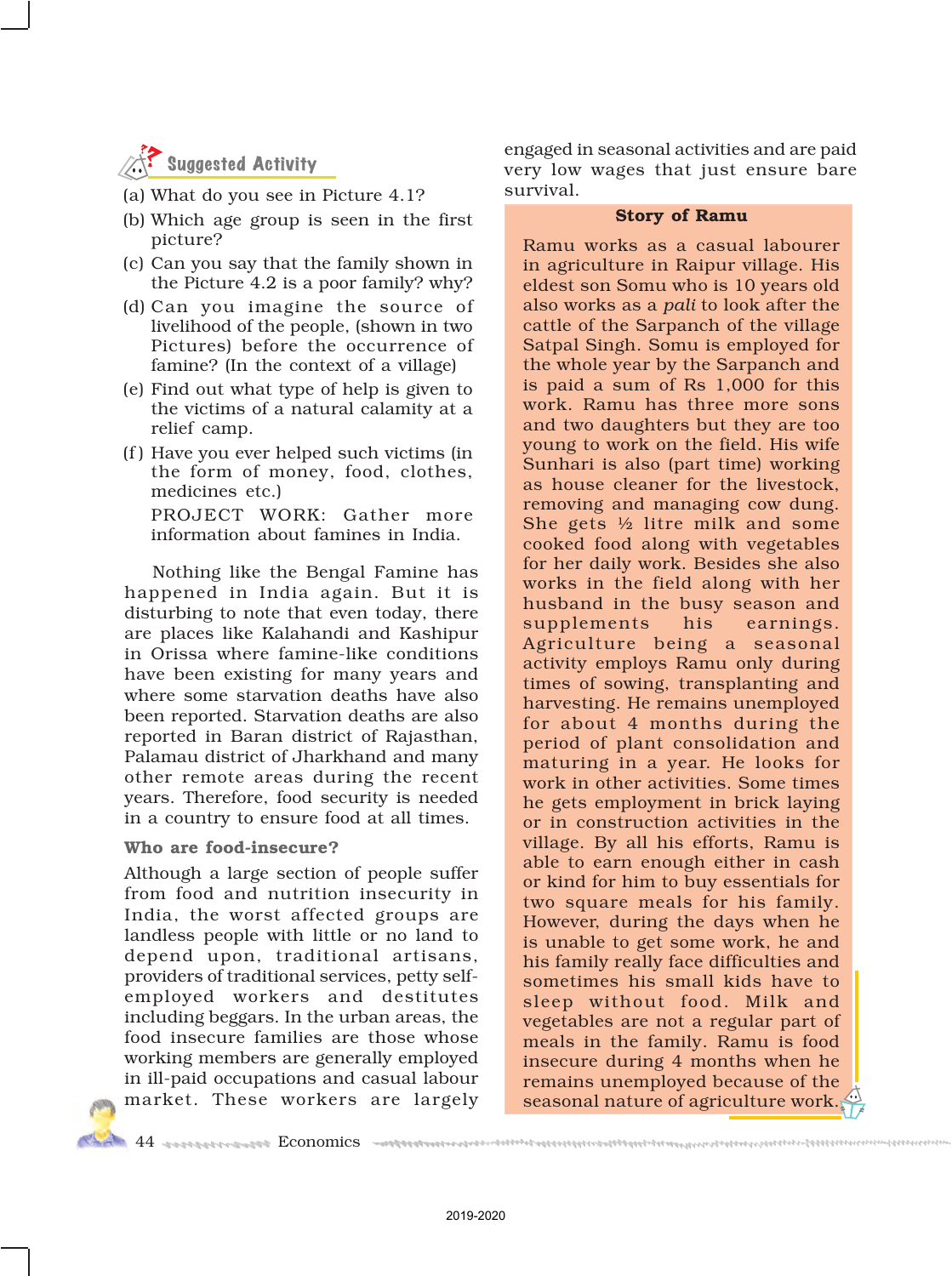**Suggested Activity**

(a) What do you see in Picture 4.1?

(b) Which age group is seen in the first picture?

(c) Can you say that the family shown in the Picture 4.2 is a poor family? why?

(d) Can you imagine the source of livelihood of the people, (shown in two Pictures) before the occurrence of famine? (In the context of a village)

(e) Find out what type of help is given to the victims of a natural calamity at a relief camp.

(f) Have you ever helped such victims (in the form of money, food, clothes, medicines etc.)

PROJECT WORK: Gather more information about famines in India.

Nothing like the Bengal Famine has happened in India again. But it is disturbing to note that even today, there are places like Kalahandi and Kashipur in Orissa where famine-like conditions have been existing for many years and where some starvation deaths have also been reported. Starvation deaths are also reported in Baran district of Rajasthan, Palamau district of Jharkhand and many other remote areas during the recent years. Therefore, food security is needed in a country to ensure food at all times.

### Who are food-insecure?

Although a large section of people suffer from food and nutrition insecurity in India, the worst affected groups are landless people with little or no land to depend upon, traditional artisans, providers of traditional services, petty self-employed workers and destitutes including beggars. In the urban areas, the food insecure families are those whose working members are generally employed in ill-paid occupations and casual labour market. These workers are largely engaged in seasonal activities and are paid very low wages that just ensure bare survival.

**Story of Ramu**

Ramu works as a casual labourer in agriculture in Raipur village. His eldest son Somu who is 10 years old also works as a *pali* to look after the cattle of the Sarpanch of the village Satpal Singh. Somu is employed for the whole year by the Sarpanch and is paid a sum of Rs 1,000 for this work. Ramu has three more sons and two daughters but they are too young to work on the field. His wife Sunhari is also (part time) working as house cleaner for the livestock, removing and managing cow dung. She gets ½ litre milk and some cooked food along with vegetables for her daily work. Besides she also works in the field along with her husband in the busy season and supplements his earnings. Agriculture being a seasonal activity employs Ramu only during times of sowing, transplanting and harvesting. He remains unemployed for about 4 months during the period of plant consolidation and maturing in a year. He looks for work in other activities. Some times he gets employment in brick laying or in construction activities in the village. By all his efforts, Ramu is able to earn enough either in cash or kind for him to buy essentials for two square meals for his family. However, during the days when he is unable to get some work, he and his family really face difficulties and sometimes his small kids have to sleep without food. Milk and vegetables are not a regular part of meals in the family. Ramu is food insecure during 4 months when he remains unemployed because of the seasonal nature of agriculture work.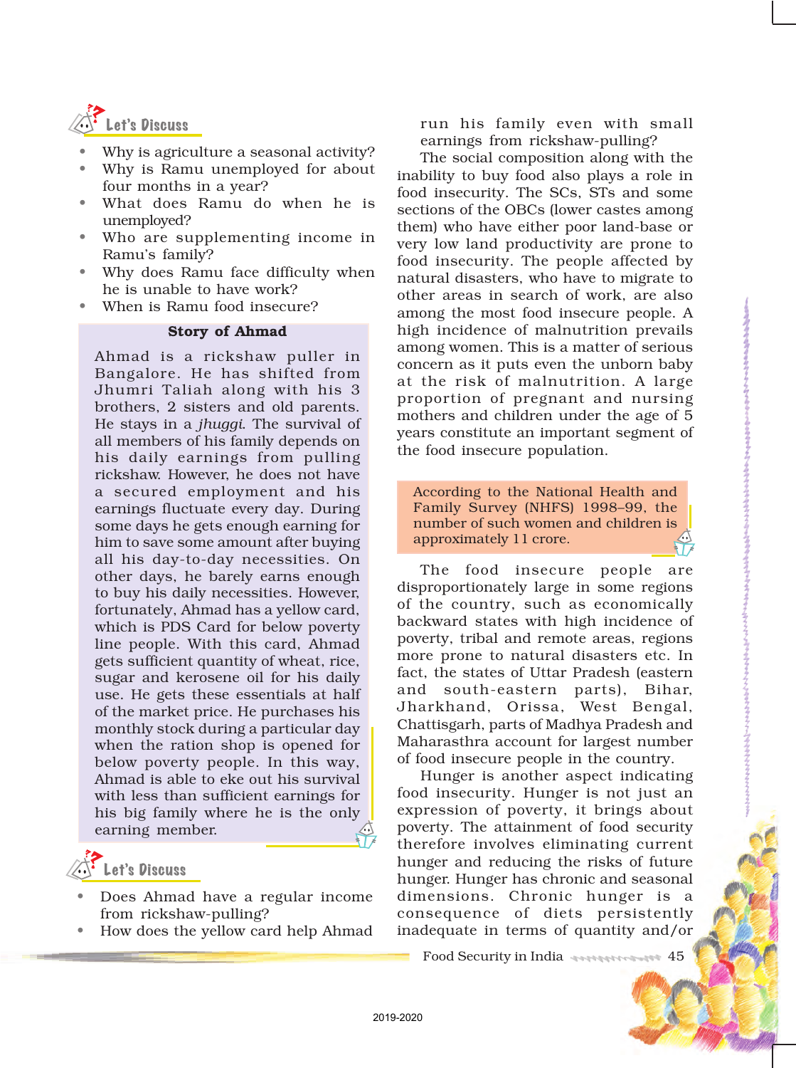### Let's Discuss

- Why is agriculture a seasonal activity?
- Why is Ramu unemployed for about four months in a year?
- What does Ramu do when he is unemployed?
- Who are supplementing income in Ramu's family?
- Why does Ramu face difficulty when he is unable to have work?
- When is Ramu food insecure?

**Story of Ahmad**

Ahmad is a rickshaw puller in Bangalore. He has shifted from Jhumri Taliah along with his 3 brothers, 2 sisters and old parents. He stays in a *jhuggi*. The survival of all members of his family depends on his daily earnings from pulling rickshaw. However, he does not have a secured employment and his earnings fluctuate every day. During some days he gets enough earning for him to save some amount after buying all his day-to-day necessities. On other days, he barely earns enough to buy his daily necessities. However, fortunately, Ahmad has a yellow card, which is PDS Card for below poverty line people. With this card, Ahmad gets sufficient quantity of wheat, rice, sugar and kerosene oil for his daily use. He gets these essentials at half of the market price. He purchases his monthly stock during a particular day when the ration shop is opened for below poverty people. In this way, Ahmad is able to eke out his survival with less than sufficient earnings for his big family where he is the only earning member.

### Let's Discuss

- Does Ahmad have a regular income from rickshaw-pulling?
- How does the yellow card help Ahmad run his family even with small earnings from rickshaw-pulling?

The social composition along with the inability to buy food also plays a role in food insecurity. The SCs, STs and some sections of the OBCs (lower castes among them) who have either poor land-base or very low land productivity are prone to food insecurity. The people affected by natural disasters, who have to migrate to other areas in search of work, are also among the most food insecure people. A high incidence of malnutrition prevails among women. This is a matter of serious concern as it puts even the unborn baby at the risk of malnutrition. A large proportion of pregnant and nursing mothers and children under the age of 5 years constitute an important segment of the food insecure population.

According to the National Health and Family Survey (NHFS) 1998–99, the number of such women and children is approximately 11 crore.

The food insecure people are disproportionately large in some regions of the country, such as economically backward states with high incidence of poverty, tribal and remote areas, regions more prone to natural disasters etc. In fact, the states of Uttar Pradesh (eastern and south-eastern parts), Bihar, Jharkhand, Orissa, West Bengal, Chattisgarh, parts of Madhya Pradesh and Maharasthra account for largest number of food insecure people in the country.

Hunger is another aspect indicating food insecurity. Hunger is not just an expression of poverty, it brings about poverty. The attainment of food security therefore involves eliminating current hunger and reducing the risks of future hunger. Hunger has chronic and seasonal dimensions. Chronic hunger is a consequence of diets persistently inadequate in terms of quantity and/or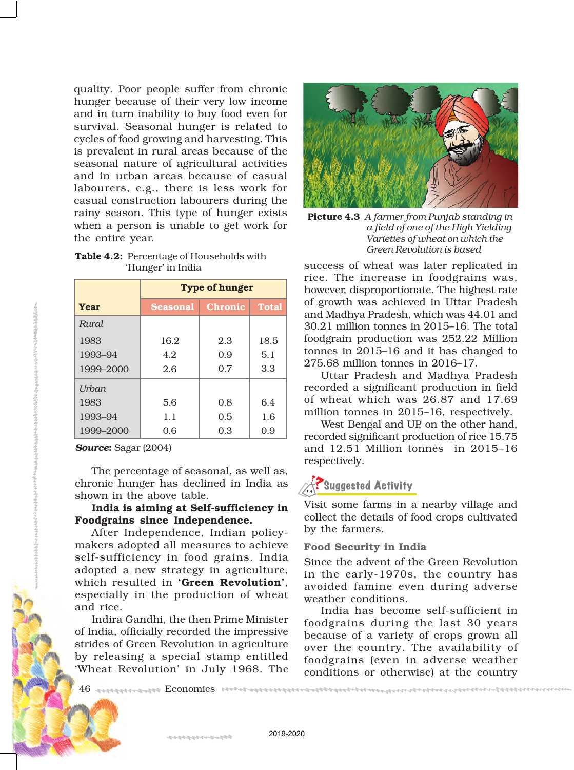quality. Poor people suffer from chronic hunger because of their very low income and in turn inability to buy food even for survival. Seasonal hunger is related to cycles of food growing and harvesting. This is prevalent in rural areas because of the seasonal nature of agricultural activities and in urban areas because of casual labourers, e.g., there is less work for casual construction labourers during the rainy season. This type of hunger exists when a person is unable to get work for the entire year.

**Table 4.2:** Percentage of Households with 'Hunger' in India

| Year | Type of hunger | | |
|---|---|---|---|
| | **Seasonal** | **Chronic** | **Total** |
| *Rural* | | | |
| 1983 | 16.2 | 2.3 | 18.5 |
| 1993–94 | 4.2 | 0.9 | 5.1 |
| 1999–2000 | 2.6 | 0.7 | 3.3 |
| *Urban* | | | |
| 1983 | 5.6 | 0.8 | 6.4 |
| 1993–94 | 1.1 | 0.5 | 1.6 |
| 1999–2000 | 0.6 | 0.3 | 0.9 |

***Source*:** Sagar (2004)

The percentage of seasonal, as well as, chronic hunger has declined in India as shown in the above table.

**India is aiming at Self-sufficiency in Foodgrains since Independence.**

After Independence, Indian policy-makers adopted all measures to achieve self-sufficiency in food grains. India adopted a new strategy in agriculture, which resulted in **'Green Revolution'**, especially in the production of wheat and rice.

Indira Gandhi, the then Prime Minister of India, officially recorded the impressive strides of Green Revolution in agriculture by releasing a special stamp entitled 'Wheat Revolution' in July 1968. The success of wheat was later replicated in rice. The increase in foodgrains was, however, disproportionate. The highest rate of growth was achieved in Uttar Pradesh and Madhya Pradesh, which was 44.01 and 30.21 million tonnes in 2015–16. The total foodgrain production was 252.22 Million tonnes in 2015–16 and it has changed to 275.68 million tonnes in 2016–17.

**Picture 4.3** *A farmer from Punjab standing in a field of one of the High Yielding Varieties of wheat on which the Green Revolution is based*

Uttar Pradesh and Madhya Pradesh recorded a significant production in field of wheat which was 26.87 and 17.69 million tonnes in 2015–16, respectively.

West Bengal and UP, on the other hand, recorded significant production of rice 15.75 and 12.51 Million tonnes in 2015–16 respectively.

**Suggested Activity**

Visit some farms in a nearby village and collect the details of food crops cultivated by the farmers.

### Food Security in India

Since the advent of the Green Revolution in the early-1970s, the country has avoided famine even during adverse weather conditions.

India has become self-sufficient in foodgrains during the last 30 years because of a variety of crops grown all over the country. The availability of foodgrains (even in adverse weather conditions or otherwise) at the country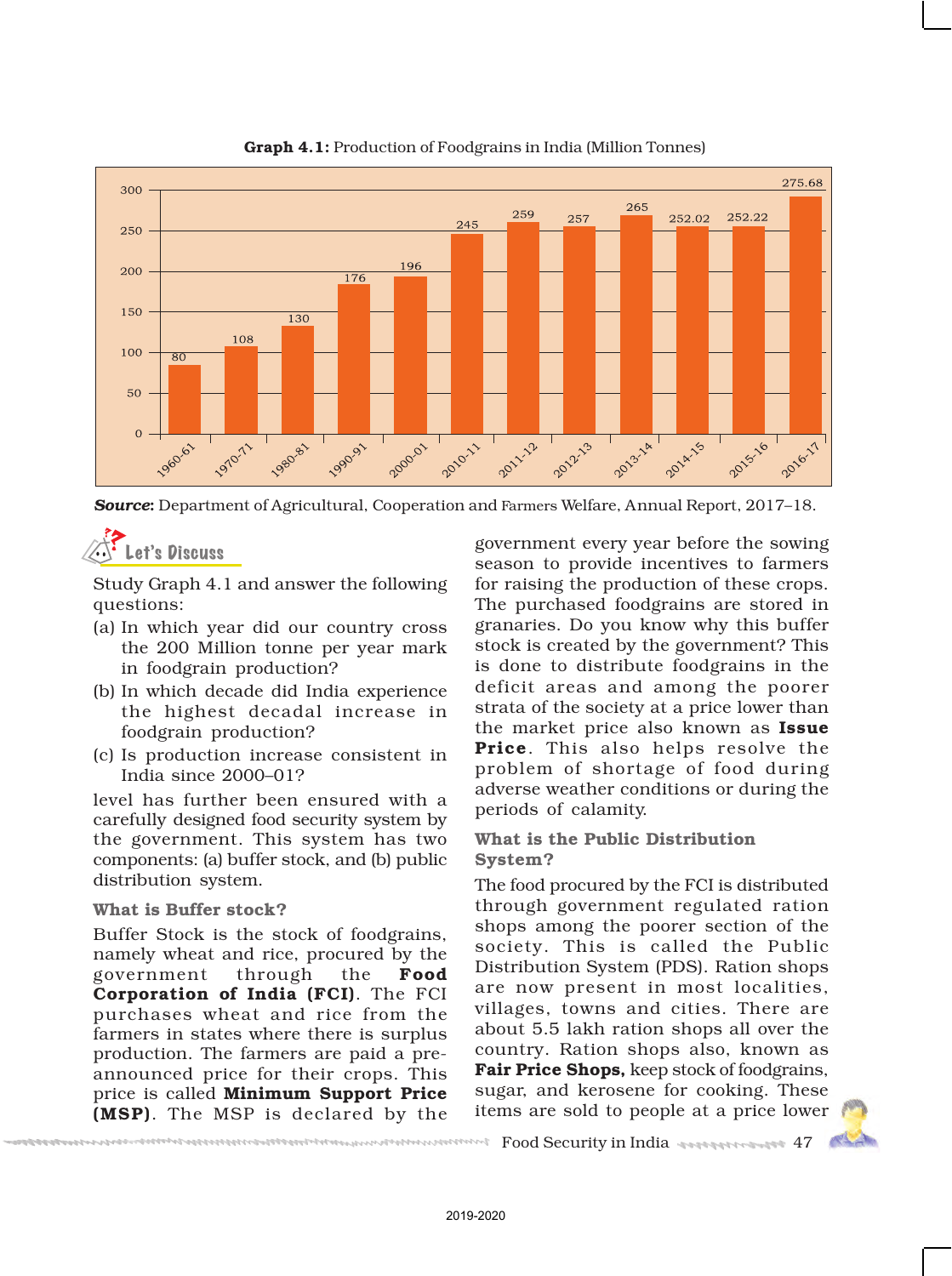**Graph 4.1:** Production of Foodgrains in India (Million Tonnes)

300
250
200
150
100
50
0

80 108 130 176 196 245 259 257 265 252.02 252.22 275.68

1960-61 1970-71 1980-81 1990-91 2000-01 2010-11 2011-12 2012-13 2013-14 2014-15 2015-16 2016-17

***Source*:** Department of Agricultural, Cooperation and Farmers Welfare, Annual Report, 2017–18.

### Let's Discuss

Study Graph 4.1 and answer the following questions:

(a) In which year did our country cross the 200 Million tonne per year mark in foodgrain production?

(b) In which decade did India experience the highest decadal increase in foodgrain production?

(c) Is production increase consistent in India since 2000–01?

level has further been ensured with a carefully designed food security system by the government. This system has two components: (a) buffer stock, and (b) public distribution system.

### What is Buffer stock?

Buffer Stock is the stock of foodgrains, namely wheat and rice, procured by the government through the **Food Corporation of India (FCI)**. The FCI purchases wheat and rice from the farmers in states where there is surplus production. The farmers are paid a pre-announced price for their crops. This price is called **Minimum Support Price (MSP)**. The MSP is declared by the government every year before the sowing season to provide incentives to farmers for raising the production of these crops. The purchased foodgrains are stored in granaries. Do you know why this buffer stock is created by the government? This is done to distribute foodgrains in the deficit areas and among the poorer strata of the society at a price lower than the market price also known as **Issue Price**. This also helps resolve the problem of shortage of food during adverse weather conditions or during the periods of calamity.

### What is the Public Distribution System?

The food procured by the FCI is distributed through government regulated ration shops among the poorer section of the society. This is called the Public Distribution System (PDS). Ration shops are now present in most localities, villages, towns and cities. There are about 5.5 lakh ration shops all over the country. Ration shops also, known as **Fair Price Shops,** keep stock of foodgrains, sugar, and kerosene for cooking. These items are sold to people at a price lower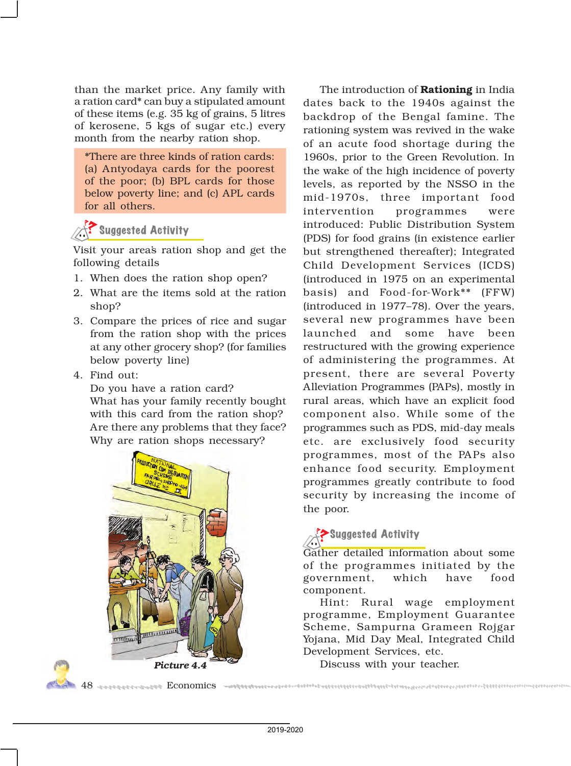than the market price. Any family with a ration card* can buy a stipulated amount of these items (e.g. 35 kg of grains, 5 litres of kerosene, 5 kgs of sugar etc.) every month from the nearby ration shop.

*There are three kinds of ration cards: (a) Antyodaya cards for the poorest of the poor; (b) BPL cards for those below poverty line; and (c) APL cards for all others.

**Suggested Activity**

Visit your area's ration shop and get the following details

1. When does the ration shop open?
2. What are the items sold at the ration shop?
3. Compare the prices of rice and sugar from the ration shop with the prices at any other grocery shop? (for families below poverty line)
4. Find out:
   Do you have a ration card?
   What has your family recently bought with this card from the ration shop?
   Are there any problems that they face?
   Why are ration shops necessary?

*Picture 4.4*

The introduction of **Rationing** in India dates back to the 1940s against the backdrop of the Bengal famine. The rationing system was revived in the wake of an acute food shortage during the 1960s, prior to the Green Revolution. In the wake of the high incidence of poverty levels, as reported by the NSSO in the mid-1970s, three important food intervention programmes were introduced: Public Distribution System (PDS) for food grains (in existence earlier but strengthened thereafter); Integrated Child Development Services (ICDS) (introduced in 1975 on an experimental basis) and Food-for-Work** (FFW) (introduced in 1977–78). Over the years, several new programmes have been launched and some have been restructured with the growing experience of administering the programmes. At present, there are several Poverty Alleviation Programmes (PAPs), mostly in rural areas, which have an explicit food component also. While some of the programmes such as PDS, mid-day meals etc. are exclusively food security programmes, most of the PAPs also enhance food security. Employment programmes greatly contribute to food security by increasing the income of the poor.

**Suggested Activity**

Gather detailed information about some of the programmes initiated by the government, which have food component.

Hint: Rural wage employment programme, Employment Guarantee Scheme, Sampurna Grameen Rojgar Yojana, Mid Day Meal, Integrated Child Development Services, etc.

Discuss with your teacher.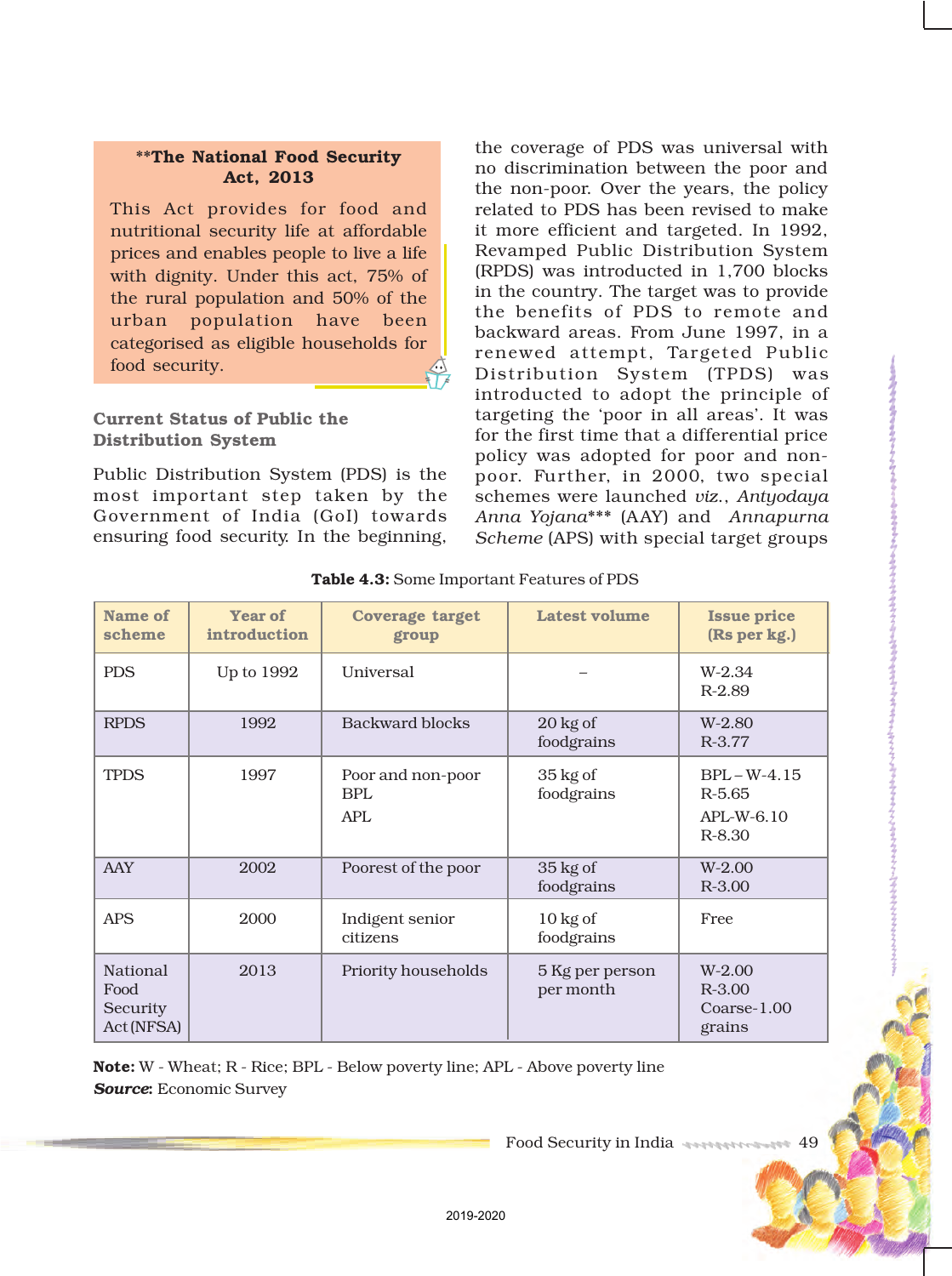**\*\*The National Food Security Act, 2013**

This Act provides for food and nutritional security life at affordable prices and enables people to live a life with dignity. Under this act, 75% of the rural population and 50% of the urban population have been categorised as eligible households for food security.

### Current Status of Public the Distribution System

Public Distribution System (PDS) is the most important step taken by the Government of India (GoI) towards ensuring food security. In the beginning, the coverage of PDS was universal with no discrimination between the poor and the non-poor. Over the years, the policy related to PDS has been revised to make it more efficient and targeted. In 1992, Revamped Public Distribution System (RPDS) was introduced in 1,700 blocks in the country. The target was to provide the benefits of PDS to remote and backward areas. From June 1997, in a renewed attempt, Targeted Public Distribution System (TPDS) was introduced to adopt the principle of targeting the 'poor in all areas'. It was for the first time that a differential price policy was adopted for poor and non-poor. Further, in 2000, two special schemes were launched *viz.*, *Antyodaya Anna Yojana*\*\*\* (AAY) and *Annapurna Scheme* (APS) with special target groups

**Table 4.3:** Some Important Features of PDS

| Name of scheme | Year of introduction | Coverage target group | Latest volume | Issue price (Rs per kg.) |
|---|---|---|---|---|
| PDS | Up to 1992 | Universal | – | W-2.34<br>R-2.89 |
| RPDS | 1992 | Backward blocks | 20 kg of foodgrains | W-2.80<br>R-3.77 |
| TPDS | 1997 | Poor and non-poor<br>BPL<br>APL | 35 kg of foodgrains | BPL – W-4.15<br>R-5.65<br>APL-W-6.10<br>R-8.30 |
| AAY | 2002 | Poorest of the poor | 35 kg of foodgrains | W-2.00<br>R-3.00 |
| APS | 2000 | Indigent senior citizens | 10 kg of foodgrains | Free |
| National Food Security Act (NFSA) | 2013 | Priority households | 5 Kg per person per month | W-2.00<br>R-3.00<br>Coarse-1.00 grains |

**Note:** W - Wheat; R - Rice; BPL - Below poverty line; APL - Above poverty line
***Source***: Economic Survey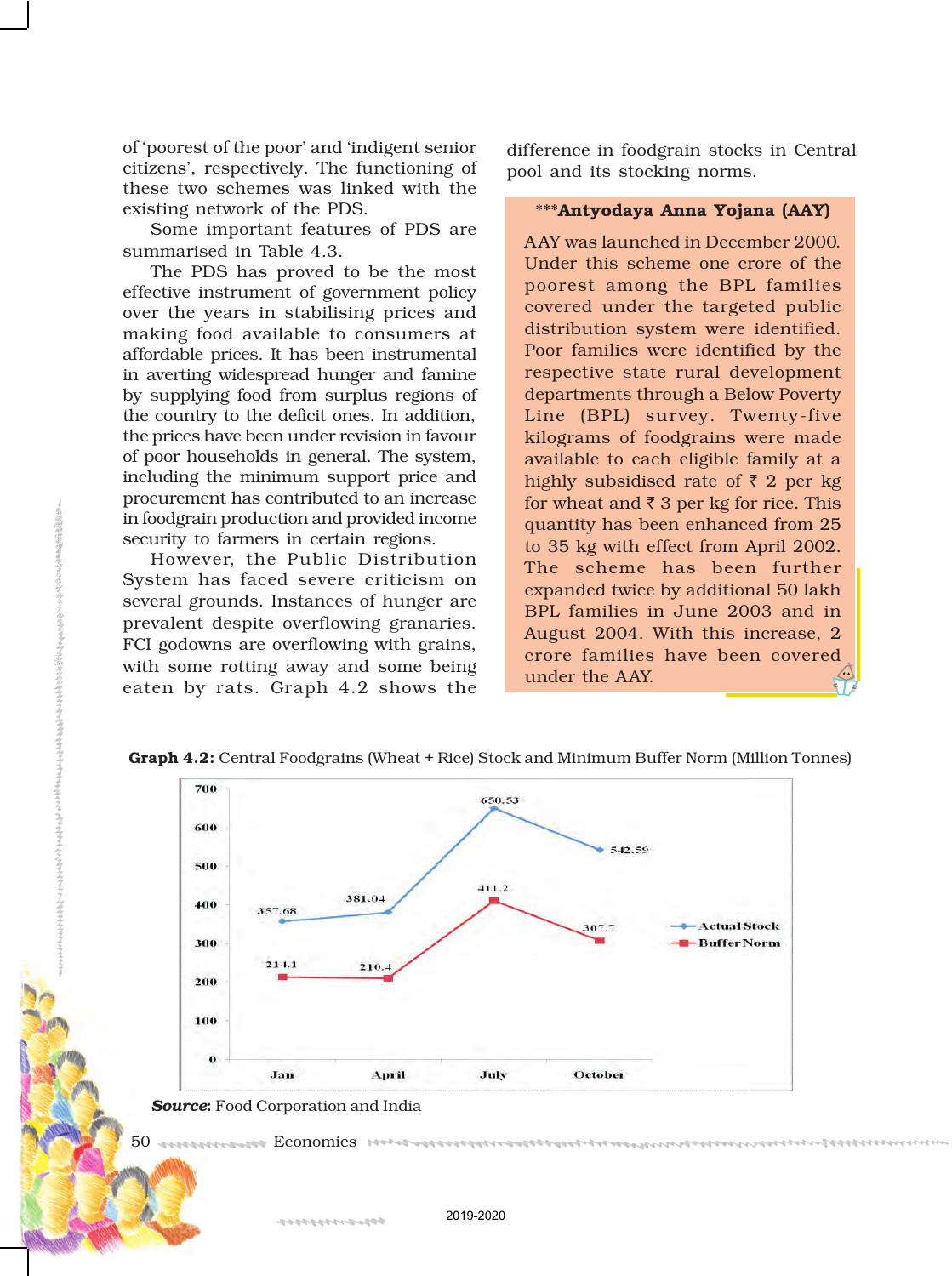of 'poorest of the poor' and 'indigent senior citizens', respectively. The functioning of these two schemes was linked with the existing network of the PDS.

Some important features of PDS are summarised in Table 4.3.

The PDS has proved to be the most effective instrument of government policy over the years in stabilising prices and making food available to consumers at affordable prices. It has been instrumental in averting widespread hunger and famine by supplying food from surplus regions of the country to the deficit ones. In addition, the prices have been under revision in favour of poor households in general. The system, including the minimum support price and procurement has contributed to an increase in foodgrain production and provided income security to farmers in certain regions.

However, the Public Distribution System has faced severe criticism on several grounds. Instances of hunger are prevalent despite overflowing granaries. FCI godowns are overflowing with grains, with some rotting away and some being eaten by rats. Graph 4.2 shows the difference in foodgrain stocks in Central pool and its stocking norms.

### ***Antyodaya Anna Yojana (AAY)

AAY was launched in December 2000. Under this scheme one crore of the poorest among the BPL families covered under the targeted public distribution system were identified. Poor families were identified by the respective state rural development departments through a Below Poverty Line (BPL) survey. Twenty-five kilograms of foodgrains were made available to each eligible family at a highly subsidised rate of ₹ 2 per kg for wheat and ₹ 3 per kg for rice. This quantity has been enhanced from 25 to 35 kg with effect from April 2002. The scheme has been further expanded twice by additional 50 lakh BPL families in June 2003 and in August 2004. With this increase, 2 crore families have been covered under the AAY.

**Graph 4.2:** Central Foodgrains (Wheat + Rice) Stock and Minimum Buffer Norm (Million Tonnes)

700
600
500
400
300
200
100
0

Jan
April
July
October

357.68
381.04
650.53
542.59
214.1
210.4
411.2
307.7

Actual Stock
Buffer Norm

***Source***: Food Corporation and India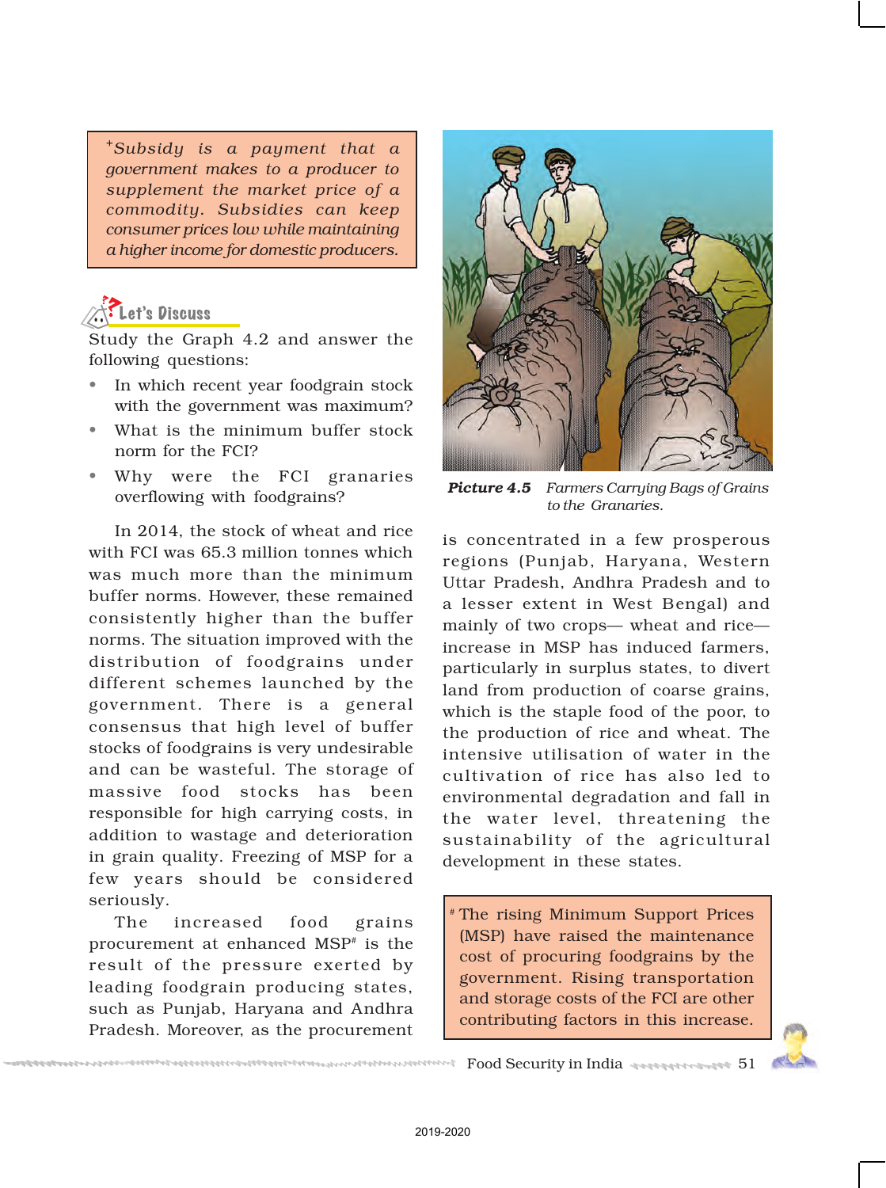> *Subsidy is a payment that a government makes to a producer to supplement the market price of a commodity. Subsidies can keep consumer prices low while maintaining a higher income for domestic producers.*

### Let's Discuss

Study the Graph 4.2 and answer the following questions:

- In which recent year foodgrain stock with the government was maximum?
- What is the minimum buffer stock norm for the FCI?
- Why were the FCI granaries overflowing with foodgrains?

In 2014, the stock of wheat and rice with FCI was 65.3 million tonnes which was much more than the minimum buffer norms. However, these remained consistently higher than the buffer norms. The situation improved with the distribution of foodgrains under different schemes launched by the government. There is a general consensus that high level of buffer stocks of foodgrains is very undesirable and can be wasteful. The storage of massive food stocks has been responsible for high carrying costs, in addition to wastage and deterioration in grain quality. Freezing of MSP for a few years should be considered seriously.

The increased food grains procurement at enhanced MSP# is the result of the pressure exerted by leading foodgrain producing states, such as Punjab, Haryana and Andhra Pradesh. Moreover, as the procurement is concentrated in a few prosperous regions (Punjab, Haryana, Western Uttar Pradesh, Andhra Pradesh and to a lesser extent in West Bengal) and mainly of two crops— wheat and rice— increase in MSP has induced farmers, particularly in surplus states, to divert land from production of coarse grains, which is the staple food of the poor, to the production of rice and wheat. The intensive utilisation of water in the cultivation of rice has also led to environmental degradation and fall in the water level, threatening the sustainability of the agricultural development in these states.

**Picture 4.5** *Farmers Carrying Bags of Grains to the Granaries.*

> # The rising Minimum Support Prices (MSP) have raised the maintenance cost of procuring foodgrains by the government. Rising transportation and storage costs of the FCI are other contributing factors in this increase.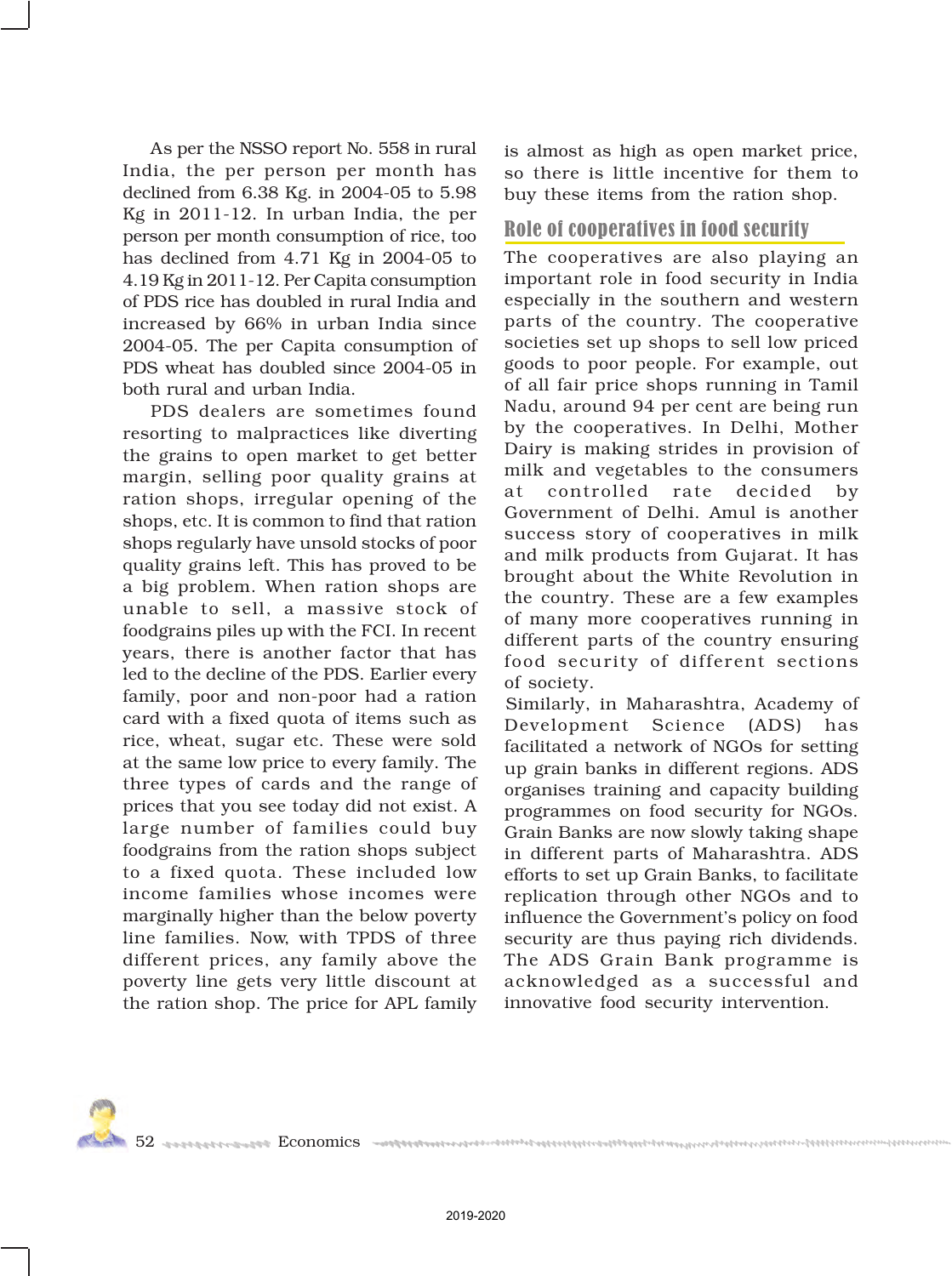As per the NSSO report No. 558 in rural India, the per person per month has declined from 6.38 Kg. in 2004-05 to 5.98 Kg in 2011-12. In urban India, the per person per month consumption of rice, too has declined from 4.71 Kg in 2004-05 to 4.19 Kg in 2011-12. Per Capita consumption of PDS rice has doubled in rural India and increased by 66% in urban India since 2004-05. The per Capita consumption of PDS wheat has doubled since 2004-05 in both rural and urban India.

PDS dealers are sometimes found resorting to malpractices like diverting the grains to open market to get better margin, selling poor quality grains at ration shops, irregular opening of the shops, etc. It is common to find that ration shops regularly have unsold stocks of poor quality grains left. This has proved to be a big problem. When ration shops are unable to sell, a massive stock of foodgrains piles up with the FCI. In recent years, there is another factor that has led to the decline of the PDS. Earlier every family, poor and non-poor had a ration card with a fixed quota of items such as rice, wheat, sugar etc. These were sold at the same low price to every family. The three types of cards and the range of prices that you see today did not exist. A large number of families could buy foodgrains from the ration shops subject to a fixed quota. These included low income families whose incomes were marginally higher than the below poverty line families. Now, with TPDS of three different prices, any family above the poverty line gets very little discount at the ration shop. The price for APL family is almost as high as open market price, so there is little incentive for them to buy these items from the ration shop.

## Role of cooperatives in food security

The cooperatives are also playing an important role in food security in India especially in the southern and western parts of the country. The cooperative societies set up shops to sell low priced goods to poor people. For example, out of all fair price shops running in Tamil Nadu, around 94 per cent are being run by the cooperatives. In Delhi, Mother Dairy is making strides in provision of milk and vegetables to the consumers at controlled rate decided by Government of Delhi. Amul is another success story of cooperatives in milk and milk products from Gujarat. It has brought about the White Revolution in the country. These are a few examples of many more cooperatives running in different parts of the country ensuring food security of different sections of society.

Similarly, in Maharashtra, Academy of Development Science (ADS) has facilitated a network of NGOs for setting up grain banks in different regions. ADS organises training and capacity building programmes on food security for NGOs. Grain Banks are now slowly taking shape in different parts of Maharashtra. ADS efforts to set up Grain Banks, to facilitate replication through other NGOs and to influence the Government's policy on food security are thus paying rich dividends. The ADS Grain Bank programme is acknowledged as a successful and innovative food security intervention.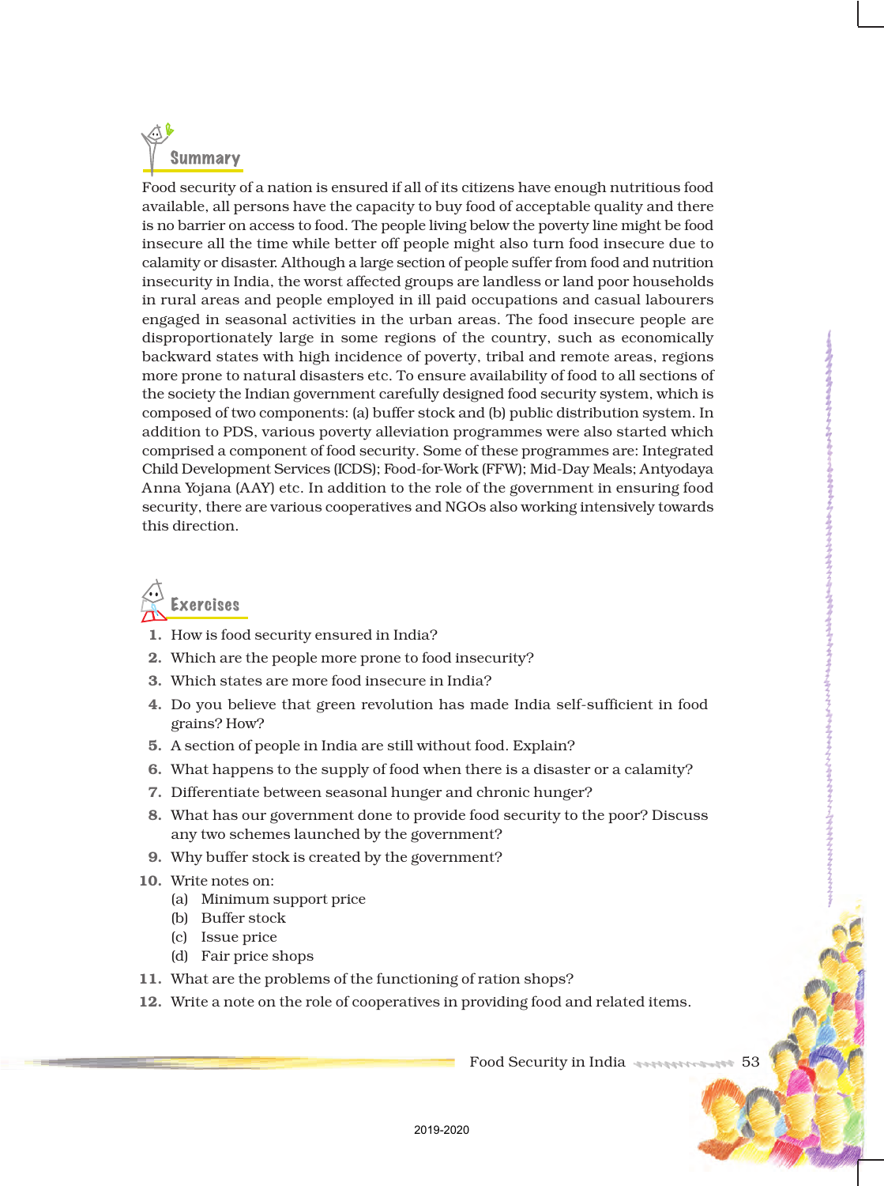## Summary

Food security of a nation is ensured if all of its citizens have enough nutritious food available, all persons have the capacity to buy food of acceptable quality and there is no barrier on access to food. The people living below the poverty line might be food insecure all the time while better off people might also turn food insecure due to calamity or disaster. Although a large section of people suffer from food and nutrition insecurity in India, the worst affected groups are landless or land poor households in rural areas and people employed in ill paid occupations and casual labourers engaged in seasonal activities in the urban areas. The food insecure people are disproportionately large in some regions of the country, such as economically backward states with high incidence of poverty, tribal and remote areas, regions more prone to natural disasters etc. To ensure availability of food to all sections of the society the Indian government carefully designed food security system, which is composed of two components: (a) buffer stock and (b) public distribution system. In addition to PDS, various poverty alleviation programmes were also started which comprised a component of food security. Some of these programmes are: Integrated Child Development Services (ICDS); Food-for-Work (FFW); Mid-Day Meals; Antyodaya Anna Yojana (AAY) etc. In addition to the role of the government in ensuring food security, there are various cooperatives and NGOs also working intensively towards this direction.

## Exercises

1. How is food security ensured in India?
2. Which are the people more prone to food insecurity?
3. Which states are more food insecure in India?
4. Do you believe that green revolution has made India self-sufficient in food grains? How?
5. A section of people in India are still without food. Explain?
6. What happens to the supply of food when there is a disaster or a calamity?
7. Differentiate between seasonal hunger and chronic hunger?
8. What has our government done to provide food security to the poor? Discuss any two schemes launched by the government?
9. Why buffer stock is created by the government?
10. Write notes on:
    (a) Minimum support price
    (b) Buffer stock
    (c) Issue price
    (d) Fair price shops
11. What are the problems of the functioning of ration shops?
12. Write a note on the role of cooperatives in providing food and related items.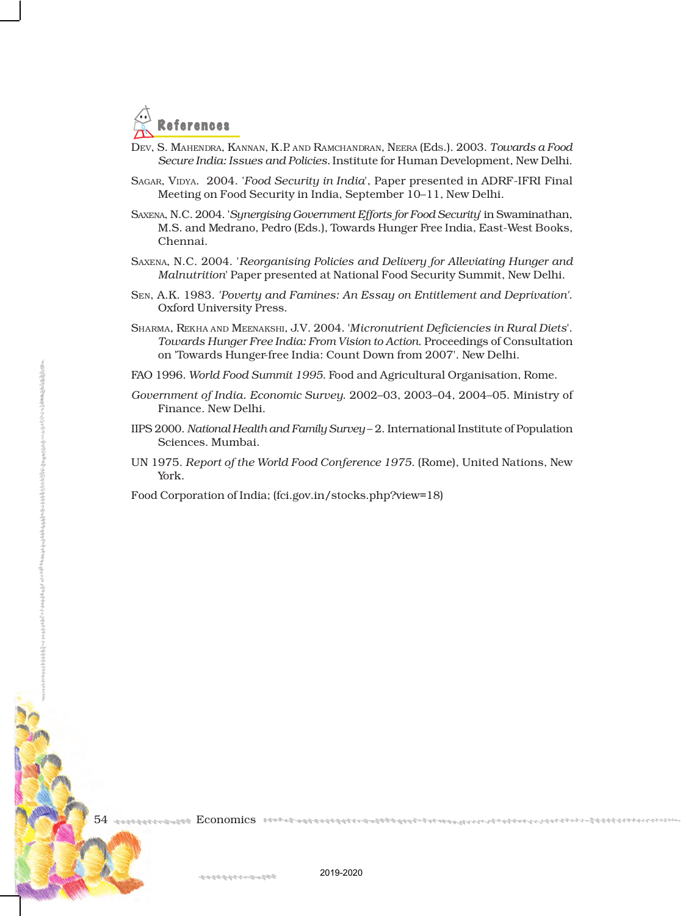## References

DEV, S. MAHENDRA, KANNAN, K.P. AND RAMCHANDRAN, NEERA (Eds.). 2003. *Towards a Food Secure India: Issues and Policies.* Institute for Human Development, New Delhi.

SAGAR, VIDYA. 2004. '*Food Security in India*', Paper presented in ADRF-IFRI Final Meeting on Food Security in India, September 10–11, New Delhi.

SAXENA, N.C. 2004. '*Synergising Government Efforts for Food Security*' in Swaminathan, M.S. and Medrano, Pedro (Eds.), Towards Hunger Free India, East-West Books, Chennai.

SAXENA, N.C. 2004. '*Reorganising Policies and Delivery for Alleviating Hunger and Malnutrition*' Paper presented at National Food Security Summit, New Delhi.

SEN, A.K. 1983. *'Poverty and Famines: An Essay on Entitlement and Deprivation'*. Oxford University Press.

SHARMA, REKHA AND MEENAKSHI, J.V. 2004. '*Micronutrient Deficiencies in Rural Diets*'. *Towards Hunger Free India: From Vision to Action.* Proceedings of Consultation on 'Towards Hunger-free India: Count Down from 2007'. New Delhi.

FAO 1996. *World Food Summit 1995.* Food and Agricultural Organisation, Rome.

*Government of India. Economic Survey.* 2002–03, 2003–04, 2004–05. Ministry of Finance. New Delhi.

IIPS 2000. *National Health and Family Survey – 2.* International Institute of Population Sciences. Mumbai.

UN 1975. *Report of the World Food Conference 1975.* (Rome), United Nations, New York.

Food Corporation of India; (fci.gov.in/stocks.php?view=18)